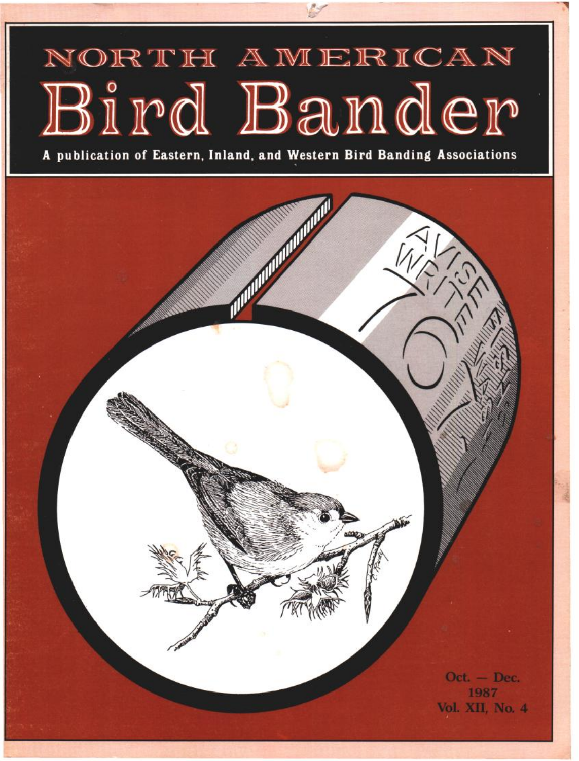# NORTH AMERICAN
# Bird Bander

**A publication of Eastern, Inland, and Western Bird Banding Associations**

Oct. — Dec.
1987
Vol. XII, No. 4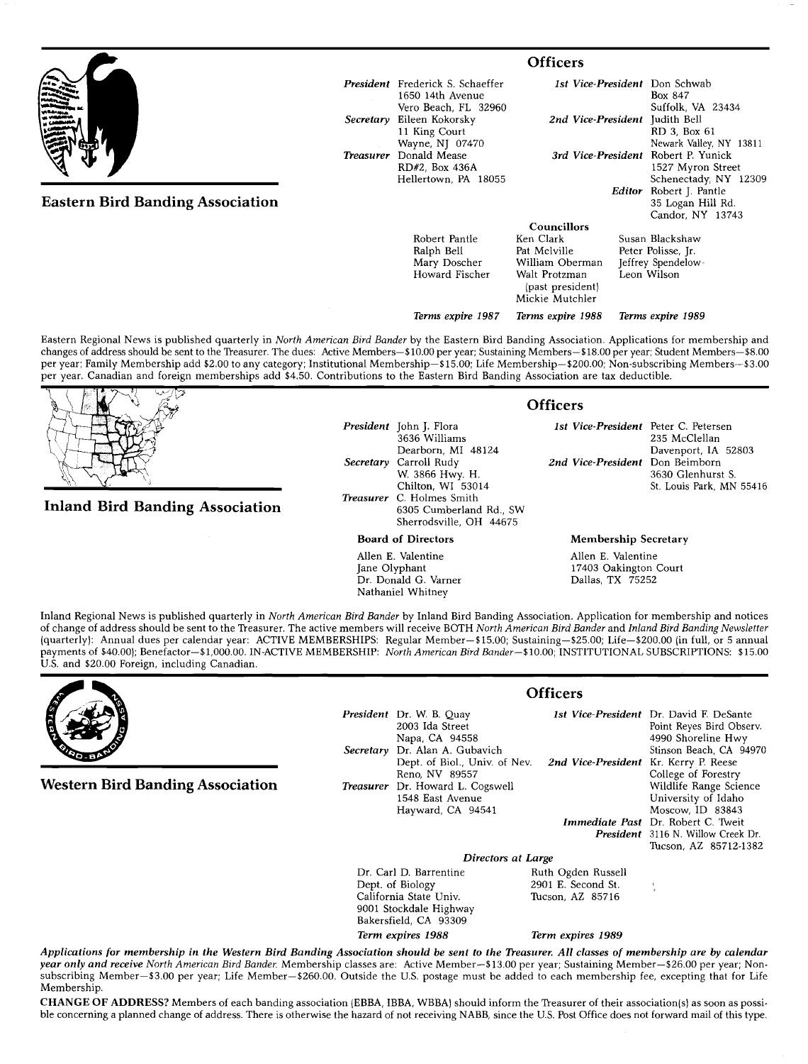## Eastern Bird Banding Association

### Officers

**President** Frederick S. Schaeffer
1650 14th Avenue
Vero Beach, FL 32960

**Secretary** Eileen Kokorsky
11 King Court
Wayne, NJ 07470

**Treasurer** Donald Mease
RD#2, Box 436A
Hellertown, PA 18055

**1st Vice-President** Don Schwab
Box 847
Suffolk, VA 23434

**2nd Vice-President** Judith Bell
RD 3, Box 61
Newark Valley, NY 13811

**3rd Vice-President** Robert P. Yunick
1527 Myron Street
Schenectady, NY 12309

**Editor** Robert J. Pantle
35 Logan Hill Rd.
Candor, NY 13743

**Councillors**

| *Terms expire 1987* | *Terms expire 1988* | *Terms expire 1989* |
|---|---|---|
| Robert Pantle | Ken Clark | Susan Blackshaw |
| Ralph Bell | Pat Melville | Peter Polisse, Jr. |
| Mary Doscher | William Oberman | Jeffrey Spendelow |
| Howard Fischer | Walt Protzman (past president) | Leon Wilson |
| | Mickie Mutchler | |

Eastern Regional News is published quarterly in *North American Bird Bander* by the Eastern Bird Banding Association. Applications for membership and changes of address should be sent to the Treasurer. The dues: Active Members—$10.00 per year; Sustaining Members—$18.00 per year; Student Members—$8.00 per year; Family Membership add $2.00 to any category; Institutional Membership—$15.00; Life Membership—$200.00; Non-subscribing Members—$3.00 per year. Canadian and foreign memberships add $4.50. Contributions to the Eastern Bird Banding Association are tax deductible.

## Inland Bird Banding Association

### Officers

**President** John J. Flora
3636 Williams
Dearborn, MI 48124

**Secretary** Carroll Rudy
W. 3866 Hwy. H.
Chilton, WI 53014

**Treasurer** C. Holmes Smith
6305 Cumberland Rd., SW
Sherrodsville, OH 44675

**1st Vice-President** Peter C. Petersen
235 McClellan
Davenport, IA 52803

**2nd Vice-President** Don Beimborn
3630 Glenhurst S.
St. Louis Park, MN 55416

**Board of Directors**

Allen E. Valentine
Jane Olyphant
Dr. Donald G. Varner
Nathaniel Whitney

**Membership Secretary**

Allen E. Valentine
17403 Oakington Court
Dallas, TX 75252

Inland Regional News is published quarterly in *North American Bird Bander* by Inland Bird Banding Association. Application for membership and notices of change of address should be sent to the Treasurer. The active members will receive BOTH *North American Bird Bander* and *Inland Bird Banding Newsletter* (quarterly): Annual dues per calendar year: ACTIVE MEMBERSHIPS: Regular Member—$15.00; Sustaining—$25.00; Life—$200.00 (in full, or 5 annual payments of $40.00); Benefactor—$1,000.00. IN-ACTIVE MEMBERSHIP: *North American Bird Bander*—$10.00; INSTITUTIONAL SUBSCRIPTIONS: $15.00 U.S. and $20.00 Foreign, including Canadian.

## Western Bird Banding Association

### Officers

**President** Dr. W. B. Quay
2003 Ida Street
Napa, CA 94558

**Secretary** Dr. Alan A. Gubavich
Dept. of Biol., Univ. of Nev.
Reno, NV 89557

**Treasurer** Dr. Howard L. Cogswell
1548 East Avenue
Hayward, CA 94541

**1st Vice-President** Dr. David F. DeSante
Point Reyes Bird Observ.
4990 Shoreline Hwy
Stinson Beach, CA 94970

**2nd Vice-President** Kr. Kerry P. Reese
College of Forestry
Wildlife Range Science
University of Idaho
Moscow, ID 83843

**Immediate Past President** Dr. Robert C. Tweit
3116 N. Willow Creek Dr.
Tucson, AZ 85712-1382

***Directors at Large***

| *Term expires 1988* | *Term expires 1989* |
|---|---|
| Dr. Carl D. Barrentine<br>Dept. of Biology<br>California State Univ.<br>9001 Stockdale Highway<br>Bakersfield, CA 93309 | Ruth Ogden Russell<br>2901 E. Second St.<br>Tucson, AZ 85716 |

***Applications for membership in the Western Bird Banding Association should be sent to the Treasurer. All classes of membership are by calendar year only and receive*** *North American Bird Bander.* Membership classes are: Active Member—$13.00 per year; Sustaining Member—$26.00 per year; Non-subscribing Member—$3.00 per year; Life Member—$260.00. Outside the U.S. postage must be added to each membership fee, excepting that for Life Membership.

**CHANGE OF ADDRESS?** Members of each banding association (EBBA, IBBA, WBBA) should inform the Treasurer of their association(s) as soon as possible concerning a planned change of address. There is otherwise the hazard of not receiving NABB, since the U.S. Post Office does not forward mail of this type.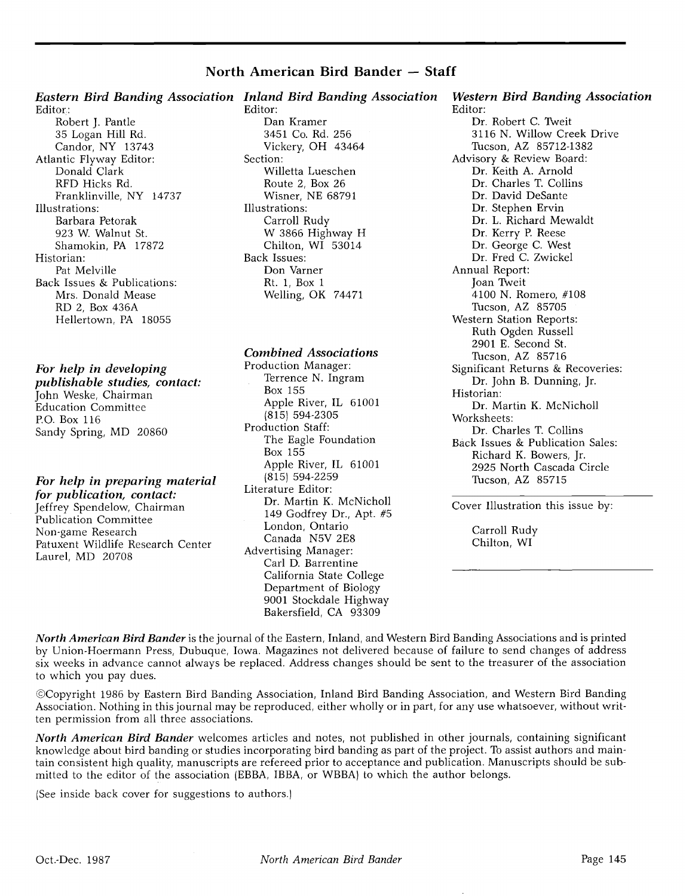## North American Bird Bander — Staff

### *Eastern Bird Banding Association*

Editor:
Robert J. Pantle
35 Logan Hill Rd.
Candor, NY 13743

Atlantic Flyway Editor:
Donald Clark
RFD Hicks Rd.
Franklinville, NY 14737

Illustrations:
Barbara Petorak
923 W. Walnut St.
Shamokin, PA 17872

Historian:
Pat Melville

Back Issues & Publications:
Mrs. Donald Mease
RD 2, Box 436A
Hellertown, PA 18055

### *For help in developing publishable studies, contact:*

John Weske, Chairman
Education Committee
P.O. Box 116
Sandy Spring, MD 20860

### *For help in preparing material for publication, contact:*

Jeffrey Spendelow, Chairman
Publication Committee
Non-game Research
Patuxent Wildlife Research Center
Laurel, MD 20708

### *Inland Bird Banding Association*

Editor:
Dan Kramer
3451 Co. Rd. 256
Vickery, OH 43464

Section:
Willetta Lueschen
Route 2, Box 26
Wisner, NE 68791

Illustrations:
Carroll Rudy
W 3866 Highway H
Chilton, WI 53014

Back Issues:
Don Varner
Rt. 1, Box 1
Welling, OK 74471

### *Combined Associations*

Production Manager:
Terrence N. Ingram
Box 155
Apple River, IL 61001
(815) 594-2305

Production Staff:
The Eagle Foundation
Box 155
Apple River, IL 61001
(815) 594-2259

Literature Editor:
Dr. Martin K. McNicholl
149 Godfrey Dr., Apt. #5
London, Ontario
Canada N5V 2E8

Advertising Manager:
Carl D. Barrentine
California State College
Department of Biology
9001 Stockdale Highway
Bakersfield, CA 93309

### *Western Bird Banding Association*

Editor:
Dr. Robert C. Tweit
3116 N. Willow Creek Drive
Tucson, AZ 85712-1382

Advisory & Review Board:
Dr. Keith A. Arnold
Dr. Charles T. Collins
Dr. David DeSante
Dr. Stephen Ervin
Dr. L. Richard Mewaldt
Dr. Kerry P. Reese
Dr. George C. West
Dr. Fred C. Zwickel

Annual Report:
Joan Tweit
4100 N. Romero, #108
Tucson, AZ 85705

Western Station Reports:
Ruth Ogden Russell
2901 E. Second St.
Tucson, AZ 85716

Significant Returns & Recoveries:
Dr. John B. Dunning, Jr.

Historian:
Dr. Martin K. McNicholl

Worksheets:
Dr. Charles T. Collins

Back Issues & Publication Sales:
Richard K. Bowers, Jr.
2925 North Cascada Circle
Tucson, AZ 85715

---

Cover Illustration this issue by:

Carroll Rudy
Chilton, WI

---

*North American Bird Bander* is the journal of the Eastern, Inland, and Western Bird Banding Associations and is printed by Union-Hoermann Press, Dubuque, Iowa. Magazines not delivered because of failure to send changes of address six weeks in advance cannot always be replaced. Address changes should be sent to the treasurer of the association to which you pay dues.

©Copyright 1986 by Eastern Bird Banding Association, Inland Bird Banding Association, and Western Bird Banding Association. Nothing in this journal may be reproduced, either wholly or in part, for any use whatsoever, without written permission from all three associations.

*North American Bird Bander* welcomes articles and notes, not published in other journals, containing significant knowledge about bird banding or studies incorporating bird banding as part of the project. To assist authors and maintain consistent high quality, manuscripts are refereed prior to acceptance and publication. Manuscripts should be submitted to the editor of the association (EBBA, IBBA, or WBBA) to which the author belongs.

(See inside back cover for suggestions to authors.)